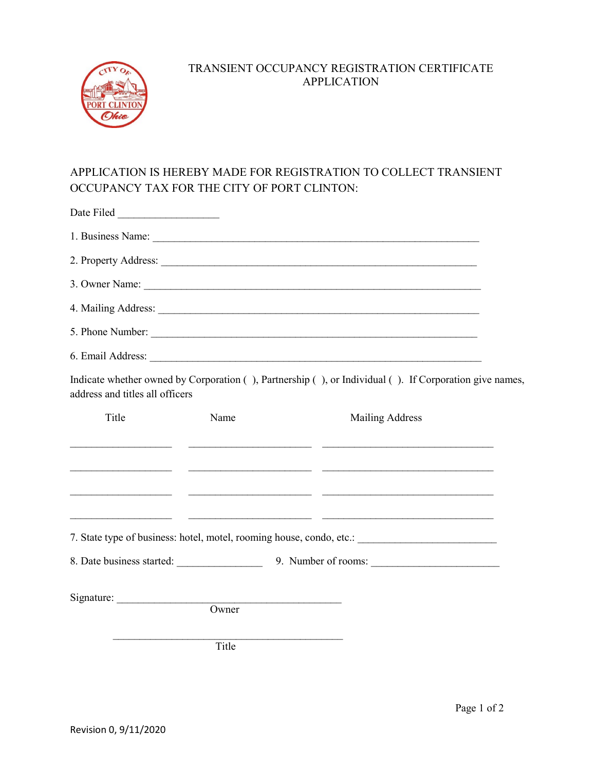# TRANSIENT OCCUPANCY REGISTRATION CERTIFICATE APPLICATION

APPLICATION IS HEREBY MADE FOR REGISTRATION TO COLLECT TRANSIENT OCCUPANCY TAX FOR THE CITY OF PORT CLINTON:

Date Filed __________________

1. Business Name: ____________________________________________________________

2. Property Address: __________________________________________________________

3. Owner Name: ______________________________________________________________

4. Mailing Address: ___________________________________________________________

5. Phone Number: _____________________________________________________________

6. Email Address: _____________________________________________________________

Indicate whether owned by Corporation ( ), Partnership ( ), or Individual ( ). If Corporation give names, address and titles all officers

| Title | Name | Mailing Address |
|---|---|---|
| | | |
| | | |
| | | |
| | | |

7. State type of business: hotel, motel, rooming house, condo, etc.: _________________________

8. Date business started: _______________ 9. Number of rooms: _______________________

Signature: ________________________________________
Owner

________________________________________
Title

Revision 0, 9/11/2020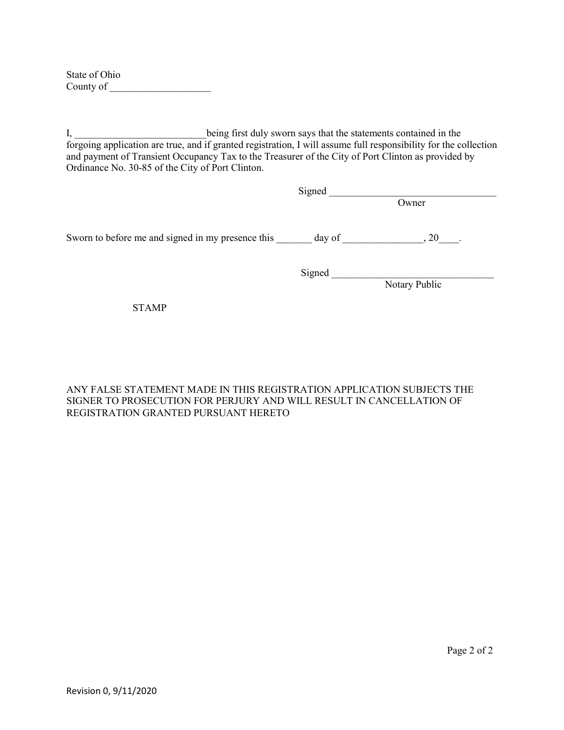State of Ohio
County of ____________________

I, __________________________being first duly sworn says that the statements contained in the forgoing application are true, and if granted registration, I will assume full responsibility for the collection and payment of Transient Occupancy Tax to the Treasurer of the City of Port Clinton as provided by Ordinance No. 30-85 of the City of Port Clinton.

Signed _________________________________
Owner

Sworn to before me and signed in my presence this _______ day of ________________, 20____.

Signed ________________________________
Notary Public

STAMP

ANY FALSE STATEMENT MADE IN THIS REGISTRATION APPLICATION SUBJECTS THE SIGNER TO PROSECUTION FOR PERJURY AND WILL RESULT IN CANCELLATION OF REGISTRATION GRANTED PURSUANT HERETO

Revision 0, 9/11/2020